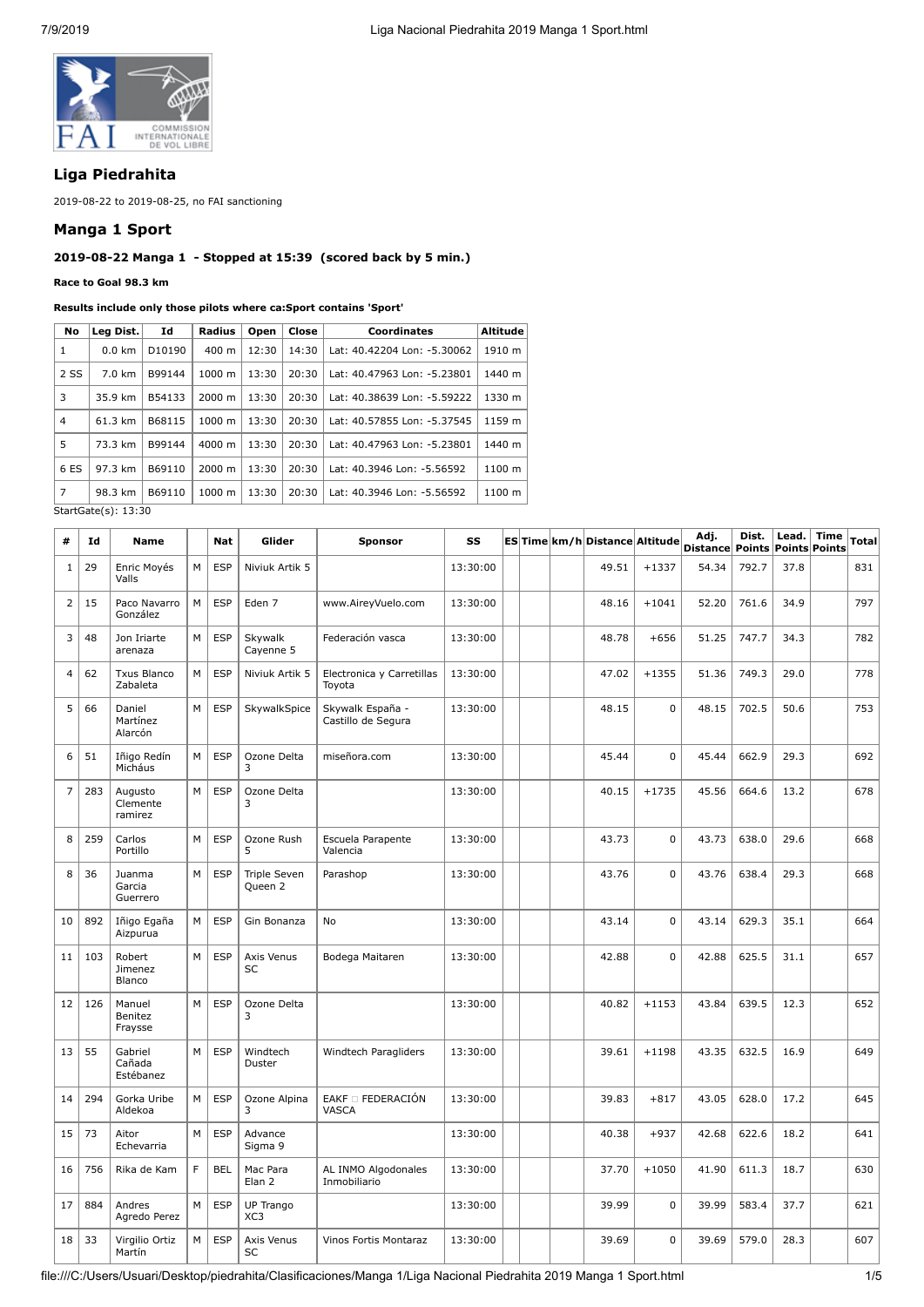## Liga Piedrahita

2019-08-22 to 2019-08-25, no FAI sanctioning

## Manga 1 Sport

### 2019-08-22 Manga 1 - Stopped at 15:39 (scored back by 5 min.)

**Race to Goal 98.3 km**

**Results include only those pilots where ca:Sport contains 'Sport'**

| No | Leg Dist. | Id | Radius | Open | Close | Coordinates | Altitude |
|---|---|---|---|---|---|---|---|
| 1 | 0.0 km | D10190 | 400 m | 12:30 | 14:30 | Lat: 40.42204 Lon: -5.30062 | 1910 m |
| 2 SS | 7.0 km | B99144 | 1000 m | 13:30 | 20:30 | Lat: 40.47963 Lon: -5.23801 | 1440 m |
| 3 | 35.9 km | B54133 | 2000 m | 13:30 | 20:30 | Lat: 40.38639 Lon: -5.59222 | 1330 m |
| 4 | 61.3 km | B68115 | 1000 m | 13:30 | 20:30 | Lat: 40.57855 Lon: -5.37545 | 1159 m |
| 5 | 73.3 km | B99144 | 4000 m | 13:30 | 20:30 | Lat: 40.47963 Lon: -5.23801 | 1440 m |
| 6 ES | 97.3 km | B69110 | 2000 m | 13:30 | 20:30 | Lat: 40.3946 Lon: -5.56592 | 1100 m |
| 7 | 98.3 km | B69110 | 1000 m | 13:30 | 20:30 | Lat: 40.3946 Lon: -5.56592 | 1100 m |

StartGate(s): 13:30

| # | Id | Name | | Nat | Glider | Sponsor | SS | ES | Time | km/h | Distance | Altitude | Adj. Distance | Dist. Points | Lead. Points | Time Points | Total |
|---|---|---|---|---|---|---|---|---|---|---|---|---|---|---|---|---|---|
| 1 | 29 | Enric Moyés Valls | M | ESP | Niviuk Artik 5 | | 13:30:00 | | | | 49.51 | +1337 | 54.34 | 792.7 | 37.8 | | 831 |
| 2 | 15 | Paco Navarro González | M | ESP | Eden 7 | www.AireyVuelo.com | 13:30:00 | | | | 48.16 | +1041 | 52.20 | 761.6 | 34.9 | | 797 |
| 3 | 48 | Jon Iriarte arenaza | M | ESP | Skywalk Cayenne 5 | Federación vasca | 13:30:00 | | | | 48.78 | +656 | 51.25 | 747.7 | 34.3 | | 782 |
| 4 | 62 | Txus Blanco Zabaleta | M | ESP | Niviuk Artik 5 | Electronica y Carretillas Toyota | 13:30:00 | | | | 47.02 | +1355 | 51.36 | 749.3 | 29.0 | | 778 |
| 5 | 66 | Daniel Martínez Alarcón | M | ESP | SkywalkSpice | Skywalk España - Castillo de Segura | 13:30:00 | | | | 48.15 | 0 | 48.15 | 702.5 | 50.6 | | 753 |
| 6 | 51 | Iñigo Redín Micháus | M | ESP | Ozone Delta 3 | miseñora.com | 13:30:00 | | | | 45.44 | 0 | 45.44 | 662.9 | 29.3 | | 692 |
| 7 | 283 | Augusto Clemente ramirez | M | ESP | Ozone Delta 3 | | 13:30:00 | | | | 40.15 | +1735 | 45.56 | 664.6 | 13.2 | | 678 |
| 8 | 259 | Carlos Portillo | M | ESP | Ozone Rush 5 | Escuela Parapente Valencia | 13:30:00 | | | | 43.73 | 0 | 43.73 | 638.0 | 29.6 | | 668 |
| 8 | 36 | Juanma Garcia Guerrero | M | ESP | Triple Seven Queen 2 | Parashop | 13:30:00 | | | | 43.76 | 0 | 43.76 | 638.4 | 29.3 | | 668 |
| 10 | 892 | Iñigo Egaña Aizpurua | M | ESP | Gin Bonanza | No | 13:30:00 | | | | 43.14 | 0 | 43.14 | 629.3 | 35.1 | | 664 |
| 11 | 103 | Robert Jimenez Blanco | M | ESP | Axis Venus SC | Bodega Maitaren | 13:30:00 | | | | 42.88 | 0 | 42.88 | 625.5 | 31.1 | | 657 |
| 12 | 126 | Manuel Benitez Fraysse | M | ESP | Ozone Delta 3 | | 13:30:00 | | | | 40.82 | +1153 | 43.84 | 639.5 | 12.3 | | 652 |
| 13 | 55 | Gabriel Cañada Estébanez | M | ESP | Windtech Duster | Windtech Paragliders | 13:30:00 | | | | 39.61 | +1198 | 43.35 | 632.5 | 16.9 | | 649 |
| 14 | 294 | Gorka Uribe Aldekoa | M | ESP | Ozone Alpina 3 | EAKF □ FEDERACIÓN VASCA | 13:30:00 | | | | 39.83 | +817 | 43.05 | 628.0 | 17.2 | | 645 |
| 15 | 73 | Aitor Echevarria | M | ESP | Advance Sigma 9 | | 13:30:00 | | | | 40.38 | +937 | 42.68 | 622.6 | 18.2 | | 641 |
| 16 | 756 | Rika de Kam | F | BEL | Mac Para Elan 2 | AL INMO Algodonales Inmobiliario | 13:30:00 | | | | 37.70 | +1050 | 41.90 | 611.3 | 18.7 | | 630 |
| 17 | 884 | Andres Agredo Perez | M | ESP | UP Trango XC3 | | 13:30:00 | | | | 39.99 | 0 | 39.99 | 583.4 | 37.7 | | 621 |
| 18 | 33 | Virgilio Ortiz Martín | M | ESP | Axis Venus SC | Vinos Fortis Montaraz | 13:30:00 | | | | 39.69 | 0 | 39.69 | 579.0 | 28.3 | | 607 |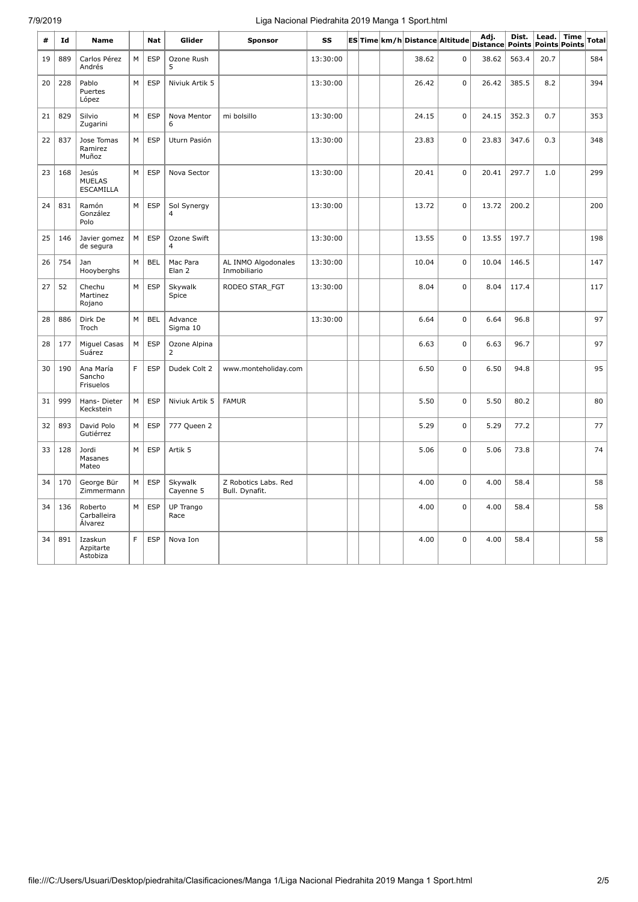| # | Id | Name | | Nat | Glider | Sponsor | SS | ES | Time | km/h | Distance | Altitude | Adj. Distance | Dist. Points | Lead. Points | Time Points | Total |
|---|---|---|---|---|---|---|---|---|---|---|---|---|---|---|---|---|---|
| 19 | 889 | Carlos Pérez Andrés | M | ESP | Ozone Rush 5 | | 13:30:00 | | | | 38.62 | 0 | 38.62 | 563.4 | 20.7 | | 584 |
| 20 | 228 | Pablo Puertes López | M | ESP | Niviuk Artik 5 | | 13:30:00 | | | | 26.42 | 0 | 26.42 | 385.5 | 8.2 | | 394 |
| 21 | 829 | Silvio Zugarini | M | ESP | Nova Mentor 6 | mi bolsillo | 13:30:00 | | | | 24.15 | 0 | 24.15 | 352.3 | 0.7 | | 353 |
| 22 | 837 | Jose Tomas Ramirez Muñoz | M | ESP | Uturn Pasión | | 13:30:00 | | | | 23.83 | 0 | 23.83 | 347.6 | 0.3 | | 348 |
| 23 | 168 | Jesús MUELAS ESCAMILLA | M | ESP | Nova Sector | | 13:30:00 | | | | 20.41 | 0 | 20.41 | 297.7 | 1.0 | | 299 |
| 24 | 831 | Ramón González Polo | M | ESP | Sol Synergy 4 | | 13:30:00 | | | | 13.72 | 0 | 13.72 | 200.2 | | | 200 |
| 25 | 146 | Javier gomez de segura | M | ESP | Ozone Swift 4 | | 13:30:00 | | | | 13.55 | 0 | 13.55 | 197.7 | | | 198 |
| 26 | 754 | Jan Hooyberghs | M | BEL | Mac Para Elan 2 | AL INMO Algodonales Inmobiliario | 13:30:00 | | | | 10.04 | 0 | 10.04 | 146.5 | | | 147 |
| 27 | 52 | Chechu Martinez Rojano | M | ESP | Skywalk Spice | RODEO STAR_FGT | 13:30:00 | | | | 8.04 | 0 | 8.04 | 117.4 | | | 117 |
| 28 | 886 | Dirk De Troch | M | BEL | Advance Sigma 10 | | 13:30:00 | | | | 6.64 | 0 | 6.64 | 96.8 | | | 97 |
| 28 | 177 | Miguel Casas Suárez | M | ESP | Ozone Alpina 2 | | | | | | 6.63 | 0 | 6.63 | 96.7 | | | 97 |
| 30 | 190 | Ana María Sancho Frisuelos | F | ESP | Dudek Colt 2 | www.monteholiday.com | | | | | 6.50 | 0 | 6.50 | 94.8 | | | 95 |
| 31 | 999 | Hans- Dieter Keckstein | M | ESP | Niviuk Artik 5 | FAMUR | | | | | 5.50 | 0 | 5.50 | 80.2 | | | 80 |
| 32 | 893 | David Polo Gutiérrez | M | ESP | 777 Queen 2 | | | | | | 5.29 | 0 | 5.29 | 77.2 | | | 77 |
| 33 | 128 | Jordi Masanes Mateo | M | ESP | Artik 5 | | | | | | 5.06 | 0 | 5.06 | 73.8 | | | 74 |
| 34 | 170 | George Bür Zimmermann | M | ESP | Skywalk Cayenne 5 | Z Robotics Labs. Red Bull. Dynafit. | | | | | 4.00 | 0 | 4.00 | 58.4 | | | 58 |
| 34 | 136 | Roberto Carballeira Álvarez | M | ESP | UP Trango Race | | | | | | 4.00 | 0 | 4.00 | 58.4 | | | 58 |
| 34 | 891 | Izaskun Azpitarte Astobiza | F | ESP | Nova Ion | | | | | | 4.00 | 0 | 4.00 | 58.4 | | | 58 |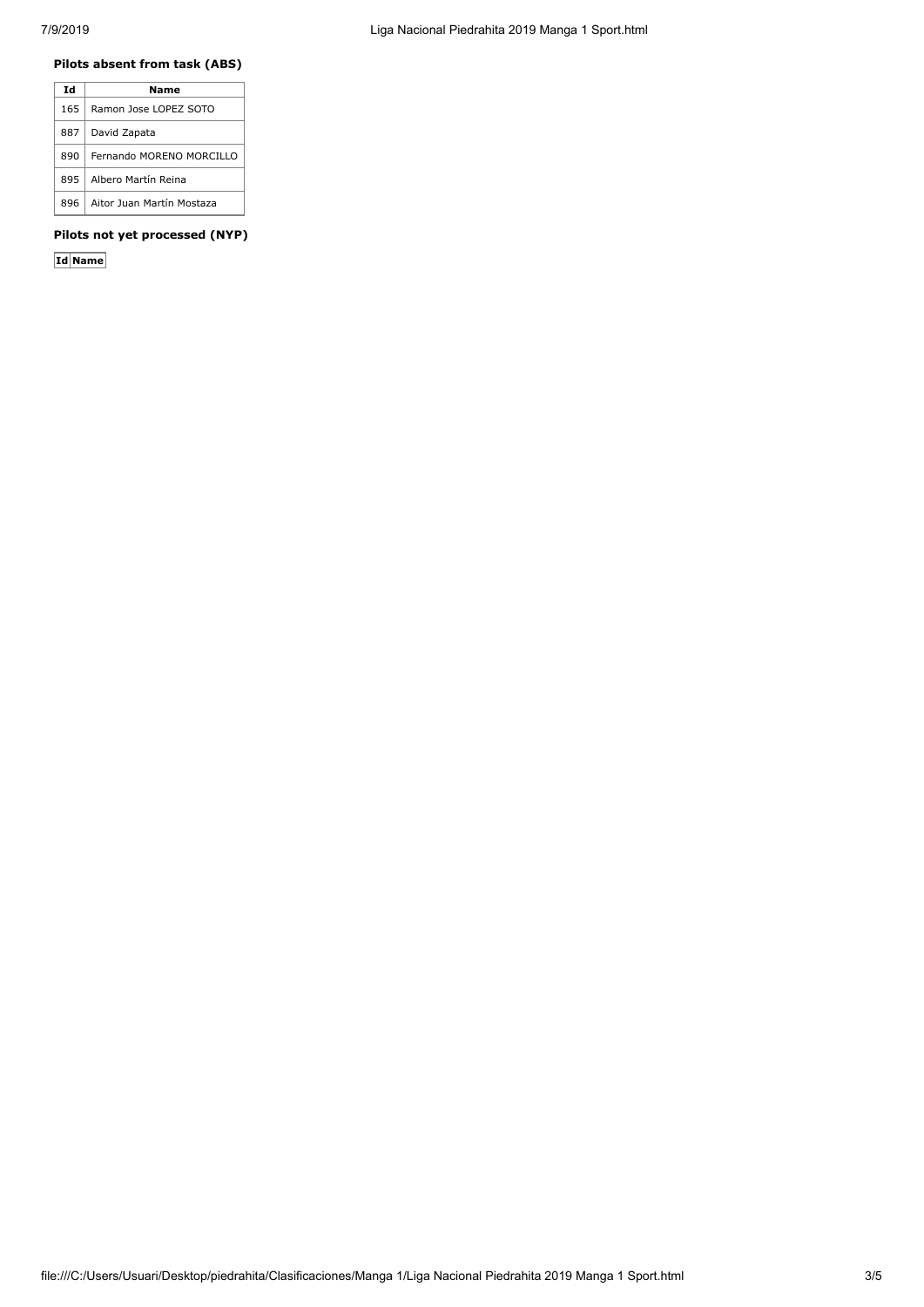**Pilots absent from task (ABS)**

| Id | Name |
|---|---|
| 165 | Ramon Jose LOPEZ SOTO |
| 887 | David Zapata |
| 890 | Fernando MORENO MORCILLO |
| 895 | Albero Martín Reina |
| 896 | Aitor Juan Martín Mostaza |

**Pilots not yet processed (NYP)**

| Id | Name |
|---|---|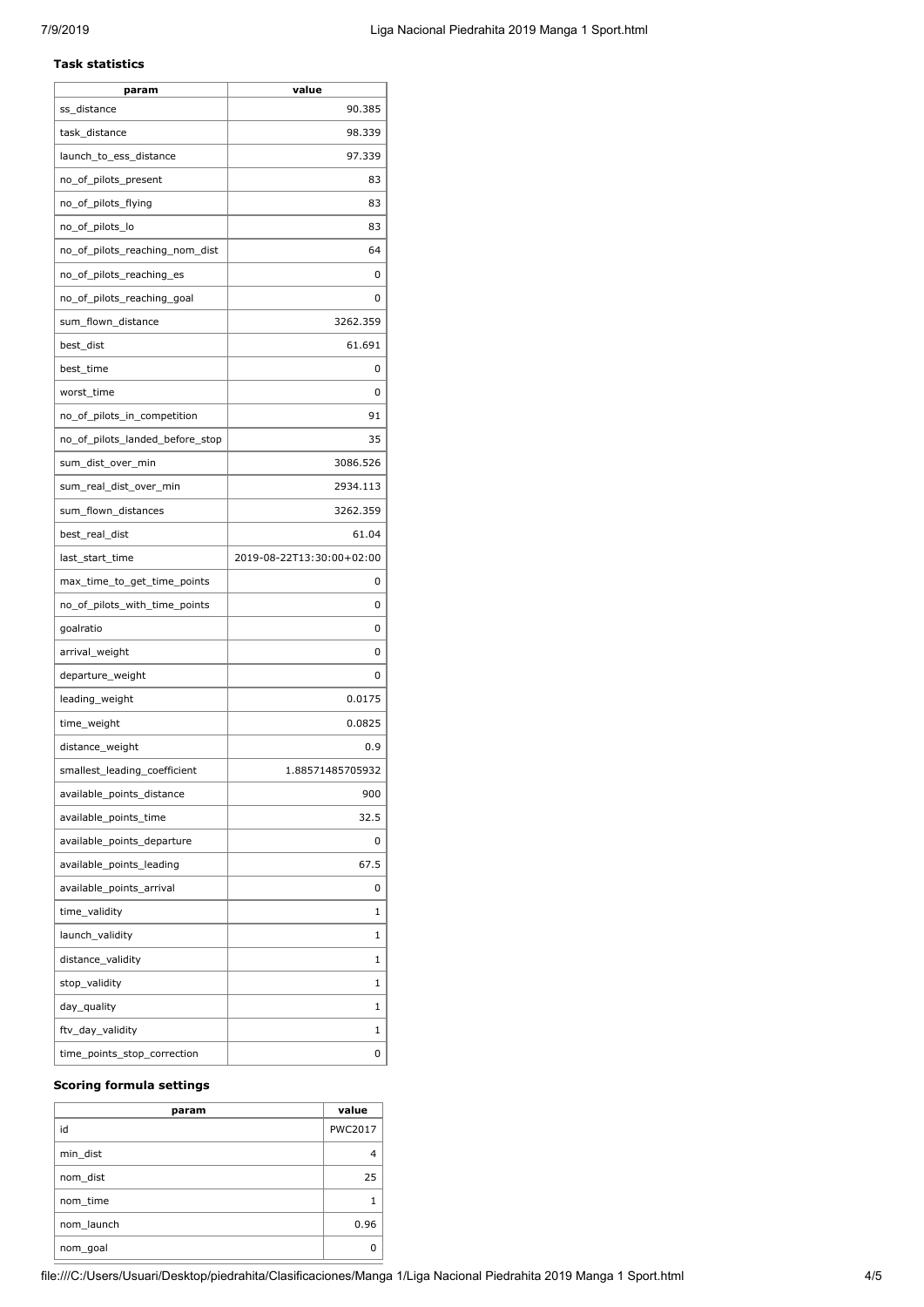**Task statistics**

| param | value |
|---|---|
| ss_distance | 90.385 |
| task_distance | 98.339 |
| launch_to_ess_distance | 97.339 |
| no_of_pilots_present | 83 |
| no_of_pilots_flying | 83 |
| no_of_pilots_lo | 83 |
| no_of_pilots_reaching_nom_dist | 64 |
| no_of_pilots_reaching_es | 0 |
| no_of_pilots_reaching_goal | 0 |
| sum_flown_distance | 3262.359 |
| best_dist | 61.691 |
| best_time | 0 |
| worst_time | 0 |
| no_of_pilots_in_competition | 91 |
| no_of_pilots_landed_before_stop | 35 |
| sum_dist_over_min | 3086.526 |
| sum_real_dist_over_min | 2934.113 |
| sum_flown_distances | 3262.359 |
| best_real_dist | 61.04 |
| last_start_time | 2019-08-22T13:30:00+02:00 |
| max_time_to_get_time_points | 0 |
| no_of_pilots_with_time_points | 0 |
| goalratio | 0 |
| arrival_weight | 0 |
| departure_weight | 0 |
| leading_weight | 0.0175 |
| time_weight | 0.0825 |
| distance_weight | 0.9 |
| smallest_leading_coefficient | 1.88571485705932 |
| available_points_distance | 900 |
| available_points_time | 32.5 |
| available_points_departure | 0 |
| available_points_leading | 67.5 |
| available_points_arrival | 0 |
| time_validity | 1 |
| launch_validity | 1 |
| distance_validity | 1 |
| stop_validity | 1 |
| day_quality | 1 |
| ftv_day_validity | 1 |
| time_points_stop_correction | 0 |

**Scoring formula settings**

| param | value |
|---|---|
| id | PWC2017 |
| min_dist | 4 |
| nom_dist | 25 |
| nom_time | 1 |
| nom_launch | 0.96 |
| nom_goal | 0 |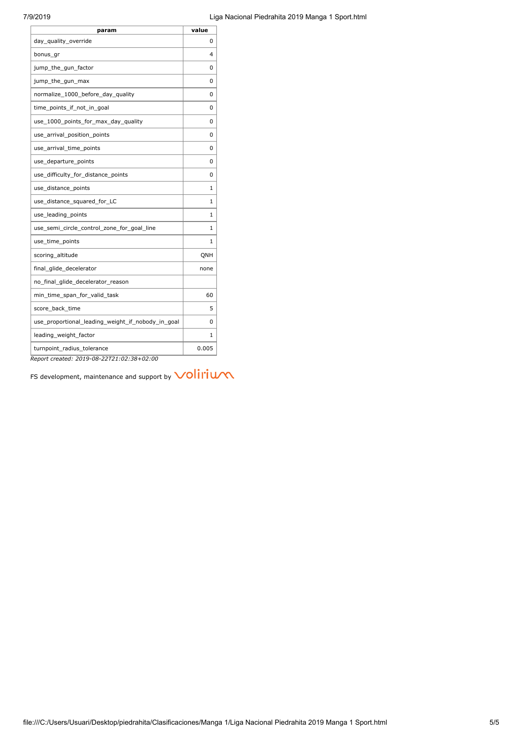| param | value |
|---|---|
| day_quality_override | 0 |
| bonus_gr | 4 |
| jump_the_gun_factor | 0 |
| jump_the_gun_max | 0 |
| normalize_1000_before_day_quality | 0 |
| time_points_if_not_in_goal | 0 |
| use_1000_points_for_max_day_quality | 0 |
| use_arrival_position_points | 0 |
| use_arrival_time_points | 0 |
| use_departure_points | 0 |
| use_difficulty_for_distance_points | 0 |
| use_distance_points | 1 |
| use_distance_squared_for_LC | 1 |
| use_leading_points | 1 |
| use_semi_circle_control_zone_for_goal_line | 1 |
| use_time_points | 1 |
| scoring_altitude | QNH |
| final_glide_decelerator | none |
| no_final_glide_decelerator_reason | |
| min_time_span_for_valid_task | 60 |
| score_back_time | 5 |
| use_proportional_leading_weight_if_nobody_in_goal | 0 |
| leading_weight_factor | 1 |
| turnpoint_radius_tolerance | 0.005 |

*Report created: 2019-08-22T21:02:38+02:00*

FS development, maintenance and support by volirium